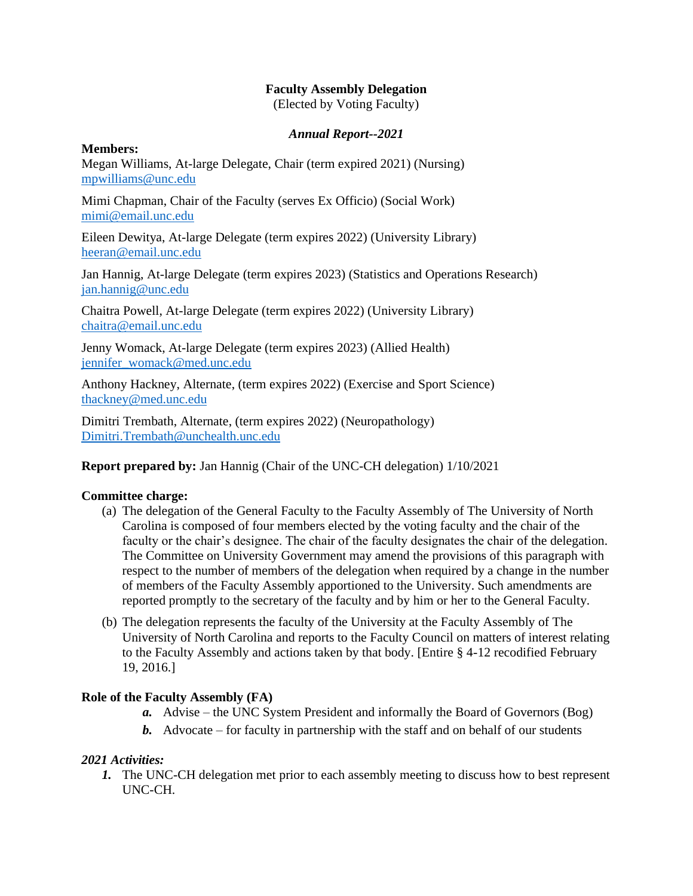**Faculty Assembly Delegation**
(Elected by Voting Faculty)

***Annual Report--2021***

**Members:**

Megan Williams, At-large Delegate, Chair (term expired 2021) (Nursing)
mpwilliams@unc.edu

Mimi Chapman, Chair of the Faculty (serves Ex Officio) (Social Work)
mimi@email.unc.edu

Eileen Dewitya, At-large Delegate (term expires 2022) (University Library)
heeran@email.unc.edu

Jan Hannig, At-large Delegate (term expires 2023) (Statistics and Operations Research)
jan.hannig@unc.edu

Chaitra Powell, At-large Delegate (term expires 2022) (University Library)
chaitra@email.unc.edu

Jenny Womack, At-large Delegate (term expires 2023) (Allied Health)
jennifer_womack@med.unc.edu

Anthony Hackney, Alternate, (term expires 2022) (Exercise and Sport Science)
thackney@med.unc.edu

Dimitri Trembath, Alternate, (term expires 2022) (Neuropathology)
Dimitri.Trembath@unchealth.unc.edu

**Report prepared by:** Jan Hannig (Chair of the UNC-CH delegation) 1/10/2021

**Committee charge:**

(a) The delegation of the General Faculty to the Faculty Assembly of The University of North Carolina is composed of four members elected by the voting faculty and the chair of the faculty or the chair's designee. The chair of the faculty designates the chair of the delegation. The Committee on University Government may amend the provisions of this paragraph with respect to the number of members of the delegation when required by a change in the number of members of the Faculty Assembly apportioned to the University. Such amendments are reported promptly to the secretary of the faculty and by him or her to the General Faculty.

(b) The delegation represents the faculty of the University at the Faculty Assembly of The University of North Carolina and reports to the Faculty Council on matters of interest relating to the Faculty Assembly and actions taken by that body. [Entire § 4-12 recodified February 19, 2016.]

**Role of the Faculty Assembly (FA)**

- ***a.*** Advise – the UNC System President and informally the Board of Governors (Bog)
- ***b.*** Advocate – for faculty in partnership with the staff and on behalf of our students

***2021 Activities:***

1. The UNC-CH delegation met prior to each assembly meeting to discuss how to best represent UNC-CH.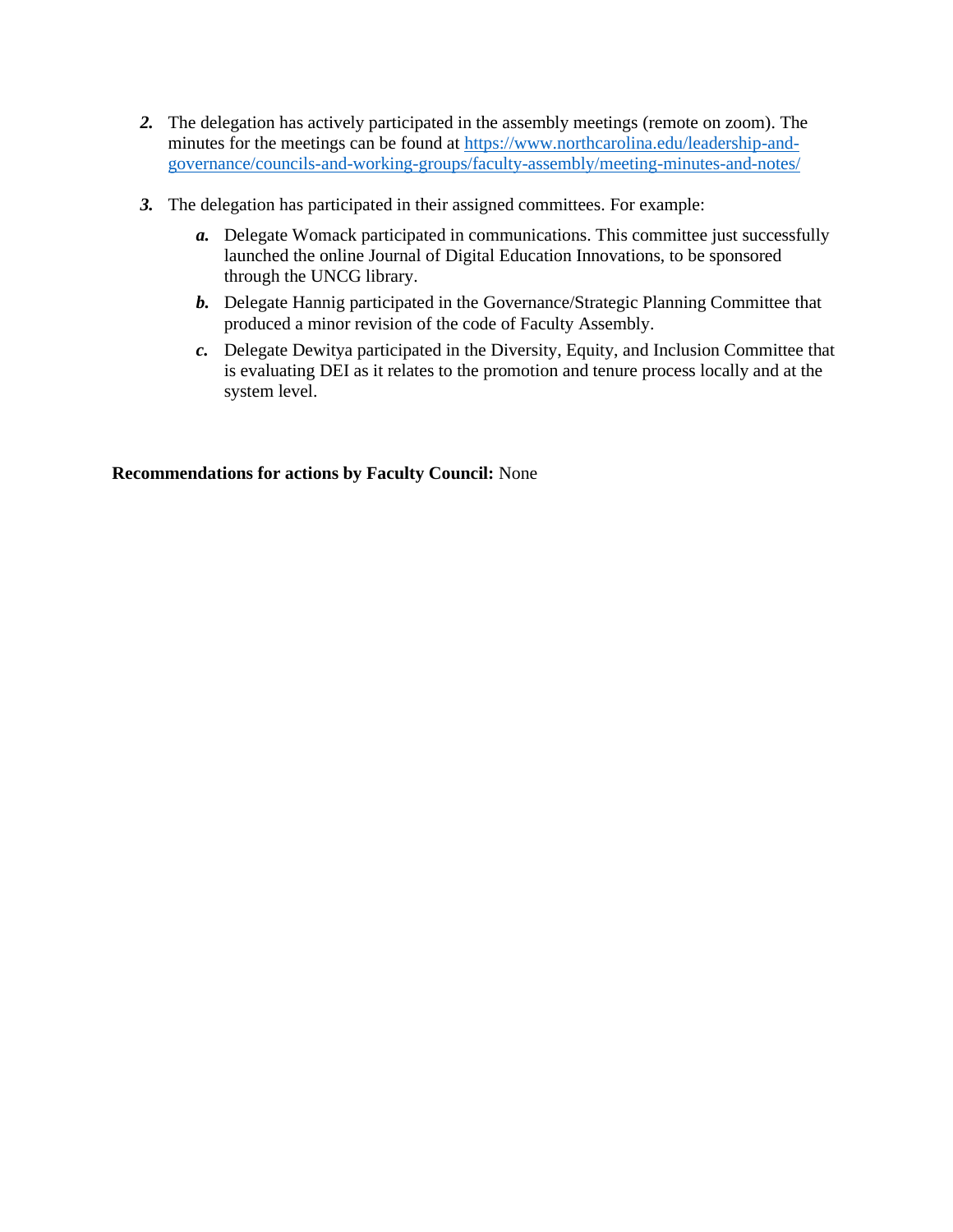2. The delegation has actively participated in the assembly meetings (remote on zoom). The minutes for the meetings can be found at [https://www.northcarolina.edu/leadership-and-governance/councils-and-working-groups/faculty-assembly/meeting-minutes-and-notes/](https://www.northcarolina.edu/leadership-and-governance/councils-and-working-groups/faculty-assembly/meeting-minutes-and-notes/)

3. The delegation has participated in their assigned committees. For example:
   a. Delegate Womack participated in communications. This committee just successfully launched the online Journal of Digital Education Innovations, to be sponsored through the UNCG library.
   b. Delegate Hannig participated in the Governance/Strategic Planning Committee that produced a minor revision of the code of Faculty Assembly.
   c. Delegate Dewitya participated in the Diversity, Equity, and Inclusion Committee that is evaluating DEI as it relates to the promotion and tenure process locally and at the system level.

**Recommendations for actions by Faculty Council:** None